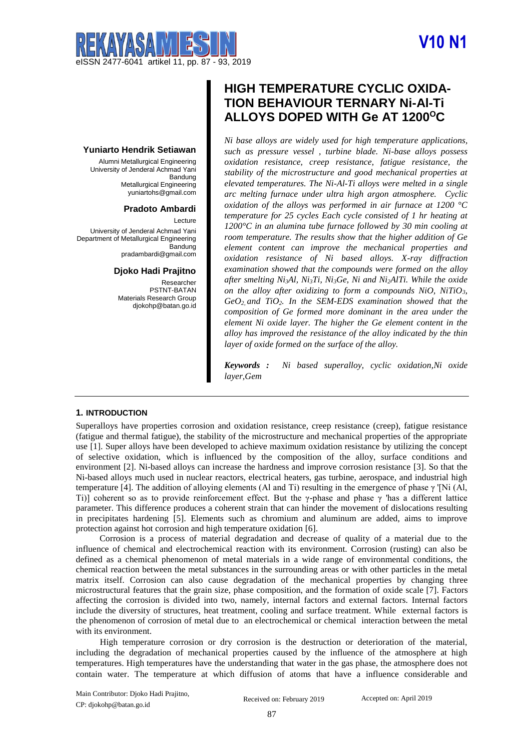# HIGH TEMPERATURE CYCLIC OXIDATION BEHAVIOUR TERNARY Ni-Al-Ti ALLOYS DOPED WITH Ge AT 1200$^O$C

**Yuniarto Hendrik Setiawan**
Alumni Metallurgical Engineering
University of Jenderal Achmad Yani
Bandung
Metallurgical Engineering
yuniartohs@gmail.com

**Pradoto Ambardi**
Lecture
University of Jenderal Achmad Yani
Department of Metallurgical Engineering
Bandung
pradambardi@gmail.com

**Djoko Hadi Prajitno**
Researcher
PSTNT-BATAN
Materials Research Group
djokohp@batan.go.id

*Ni base alloys are widely used for high temperature applications, such as pressure vessel , turbine blade. Ni-base alloys possess oxidation resistance, creep resistance, fatigue resistance, the stability of the microstructure and good mechanical properties at elevated temperatures. The Ni-Al-Ti alloys were melted in a single arc melting furnace under ultra high argon atmosphere. Cyclic oxidation of the alloys was performed in air furnace at 1200 °C temperature for 25 cycles Each cycle consisted of 1 hr heating at 1200°C in an alumina tube furnace followed by 30 min cooling at room temperature. The results show that the higher addition of Ge element content can improve the mechanical properties and oxidation resistance of Ni based alloys. X-ray diffraction examination showed that the compounds were formed on the alloy after smelting $Ni_3Al$, $Ni_3Ti$, $Ni_3Ge$, Ni and $Ni_2AlTi$. While the oxide on the alloy after oxidizing to form a compounds NiO, $NiTiO_3$, $GeO_2$, and $TiO_2$. In the SEM-EDS examination showed that the composition of Ge formed more dominant in the area under the element Ni oxide layer. The higher the Ge element content in the alloy has improved the resistance of the alloy indicated by the thin layer of oxide formed on the surface of the alloy.*

***Keywords :*** *Ni based superalloy, cyclic oxidation,Ni oxide layer,Gem*

## 1. INTRODUCTION

Superalloys have properties corrosion and oxidation resistance, creep resistance (creep), fatigue resistance (fatigue and thermal fatigue), the stability of the microstructure and mechanical properties of the appropriate use [1]. Super alloys have been developed to achieve maximum oxidation resistance by utilizing the concept of selective oxidation, which is influenced by the composition of the alloy, surface conditions and environment [2]. Ni-based alloys can increase the hardness and improve corrosion resistance [3]. So that the Ni-based alloys much used in nuclear reactors, electrical heaters, gas turbine, aerospace, and industrial high temperature [4]. The addition of alloying elements (Al and Ti) resulting in the emergence of phase γ '[Ni (Al, Ti)] coherent so as to provide reinforcement effect. But the γ-phase and phase γ 'has a different lattice parameter. This difference produces a coherent strain that can hinder the movement of dislocations resulting in precipitates hardening [5]. Elements such as chromium and aluminum are added, aims to improve protection against hot corrosion and high temperature oxidation [6].

Corrosion is a process of material degradation and decrease of quality of a material due to the influence of chemical and electrochemical reaction with its environment. Corrosion (rusting) can also be defined as a chemical phenomenon of metal materials in a wide range of environmental conditions, the chemical reaction between the metal substances in the surrounding areas or with other particles in the metal matrix itself. Corrosion can also cause degradation of the mechanical properties by changing three microstructural features that the grain size, phase composition, and the formation of oxide scale [7]. Factors affecting the corrosion is divided into two, namely, internal factors and external factors. Internal factors include the diversity of structures, heat treatment, cooling and surface treatment. While external factors is the phenomenon of corrosion of metal due to an electrochemical or chemical interaction between the metal with its environment.

High temperature corrosion or dry corrosion is the destruction or deterioration of the material, including the degradation of mechanical properties caused by the influence of the atmosphere at high temperatures. High temperatures have the understanding that water in the gas phase, the atmosphere does not contain water. The temperature at which diffusion of atoms that have a influence considerable and

Main Contributor: Djoko Hadi Prajitno,
CP: djokohp@batan.go.id

Received on: February 2019 Accepted on: April 2019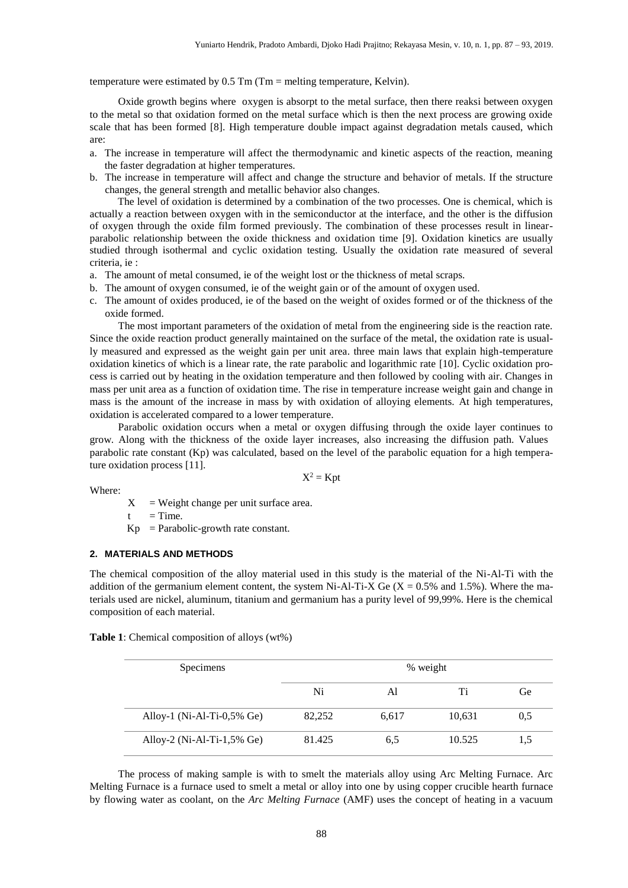temperature were estimated by 0.5 Tm (Tm = melting temperature, Kelvin).

Oxide growth begins where oxygen is absorpt to the metal surface, then there reaksi between oxygen to the metal so that oxidation formed on the metal surface which is then the next process are growing oxide scale that has been formed [8]. High temperature double impact against degradation metals caused, which are:

a. The increase in temperature will affect the thermodynamic and kinetic aspects of the reaction, meaning the faster degradation at higher temperatures.
b. The increase in temperature will affect and change the structure and behavior of metals. If the structure changes, the general strength and metallic behavior also changes.

The level of oxidation is determined by a combination of the two processes. One is chemical, which is actually a reaction between oxygen with in the semiconductor at the interface, and the other is the diffusion of oxygen through the oxide film formed previously. The combination of these processes result in linear-parabolic relationship between the oxide thickness and oxidation time [9]. Oxidation kinetics are usually studied through isothermal and cyclic oxidation testing. Usually the oxidation rate measured of several criteria, ie :

a. The amount of metal consumed, ie of the weight lost or the thickness of metal scraps.
b. The amount of oxygen consumed, ie of the weight gain or of the amount of oxygen used.
c. The amount of oxides produced, ie of the based on the weight of oxides formed or of the thickness of the oxide formed.

The most important parameters of the oxidation of metal from the engineering side is the reaction rate. Since the oxide reaction product generally maintained on the surface of the metal, the oxidation rate is usually measured and expressed as the weight gain per unit area. three main laws that explain high-temperature oxidation kinetics of which is a linear rate, the rate parabolic and logarithmic rate [10]. Cyclic oxidation process is carried out by heating in the oxidation temperature and then followed by cooling with air. Changes in mass per unit area as a function of oxidation time. The rise in temperature increase weight gain and change in mass is the amount of the increase in mass by with oxidation of alloying elements. At high temperatures, oxidation is accelerated compared to a lower temperature.

Parabolic oxidation occurs when a metal or oxygen diffusing through the oxide layer continues to grow. Along with the thickness of the oxide layer increases, also increasing the diffusion path. Values parabolic rate constant (Kp) was calculated, based on the level of the parabolic equation for a high temperature oxidation process [11].

$$X^2 = Kpt$$

Where:

X = Weight change per unit surface area.
t = Time.
Kp = Parabolic-growth rate constant.

## 2. MATERIALS AND METHODS

The chemical composition of the alloy material used in this study is the material of the Ni-Al-Ti with the addition of the germanium element content, the system Ni-Al-Ti-X Ge (X = 0.5% and 1.5%). Where the materials used are nickel, aluminum, titanium and germanium has a purity level of 99,99%. Here is the chemical composition of each material.

**Table 1**: Chemical composition of alloys (wt%)

| Specimens | % weight | | | |
|---|---|---|---|---|
| | Ni | Al | Ti | Ge |
| Alloy-1 (Ni-Al-Ti-0,5% Ge) | 82,252 | 6,617 | 10,631 | 0,5 |
| Alloy-2 (Ni-Al-Ti-1,5% Ge) | 81.425 | 6,5 | 10.525 | 1,5 |

The process of making sample is with to smelt the materials alloy using Arc Melting Furnace. Arc Melting Furnace is a furnace used to smelt a metal or alloy into one by using copper crucible hearth furnace by flowing water as coolant, on the *Arc Melting Furnace* (AMF) uses the concept of heating in a vacuum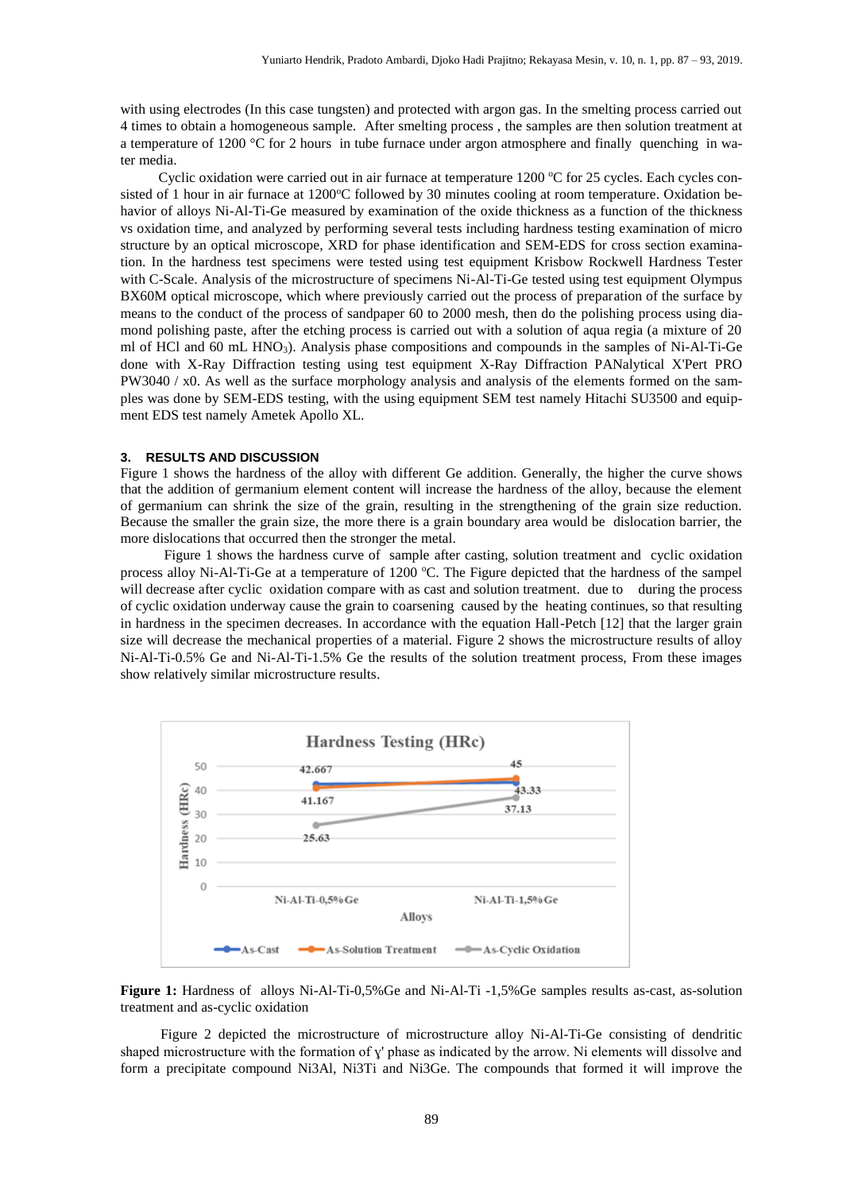with using electrodes (In this case tungsten) and protected with argon gas. In the smelting process carried out 4 times to obtain a homogeneous sample. After smelting process , the samples are then solution treatment at a temperature of 1200 °C for 2 hours in tube furnace under argon atmosphere and finally quenching in water media.

Cyclic oxidation were carried out in air furnace at temperature 1200 $^{o}$C for 25 cycles. Each cycles consisted of 1 hour in air furnace at 1200$^{o}$C followed by 30 minutes cooling at room temperature. Oxidation behavior of alloys Ni-Al-Ti-Ge measured by examination of the oxide thickness as a function of the thickness vs oxidation time, and analyzed by performing several tests including hardness testing examination of micro structure by an optical microscope, XRD for phase identification and SEM-EDS for cross section examination. In the hardness test specimens were tested using test equipment Krisbow Rockwell Hardness Tester with C-Scale. Analysis of the microstructure of specimens Ni-Al-Ti-Ge tested using test equipment Olympus BX60M optical microscope, which where previously carried out the process of preparation of the surface by means to the conduct of the process of sandpaper 60 to 2000 mesh, then do the polishing process using diamond polishing paste, after the etching process is carried out with a solution of aqua regia (a mixture of 20 ml of HCl and 60 mL $HNO_3$). Analysis phase compositions and compounds in the samples of Ni-Al-Ti-Ge done with X-Ray Diffraction testing using test equipment X-Ray Diffraction PANalytical X'Pert PRO PW3040 / x0. As well as the surface morphology analysis and analysis of the elements formed on the samples was done by SEM-EDS testing, with the using equipment SEM test namely Hitachi SU3500 and equipment EDS test namely Ametek Apollo XL.

## 3. RESULTS AND DISCUSSION

Figure 1 shows the hardness of the alloy with different Ge addition. Generally, the higher the curve shows that the addition of germanium element content will increase the hardness of the alloy, because the element of germanium can shrink the size of the grain, resulting in the strengthening of the grain size reduction. Because the smaller the grain size, the more there is a grain boundary area would be dislocation barrier, the more dislocations that occurred then the stronger the metal.

Figure 1 shows the hardness curve of sample after casting, solution treatment and cyclic oxidation process alloy Ni-Al-Ti-Ge at a temperature of 1200 $^{o}$C. The Figure depicted that the hardness of the sampel will decrease after cyclic oxidation compare with as cast and solution treatment. due to during the process of cyclic oxidation underway cause the grain to coarsening caused by the heating continues, so that resulting in hardness in the specimen decreases. In accordance with the equation Hall-Petch [12] that the larger grain size will decrease the mechanical properties of a material. Figure 2 shows the microstructure results of alloy Ni-Al-Ti-0.5% Ge and Ni-Al-Ti-1.5% Ge the results of the solution treatment process, From these images show relatively similar microstructure results.

**Figure 1:** Hardness of alloys Ni-Al-Ti-0,5%Ge and Ni-Al-Ti -1,5%Ge samples results as-cast, as-solution treatment and as-cyclic oxidation

Figure 2 depicted the microstructure of microstructure alloy Ni-Al-Ti-Ge consisting of dendritic shaped microstructure with the formation of γ' phase as indicated by the arrow. Ni elements will dissolve and form a precipitate compound $Ni_3Al$, $Ni_3Ti$ and $Ni_3Ge$. The compounds that formed it will improve the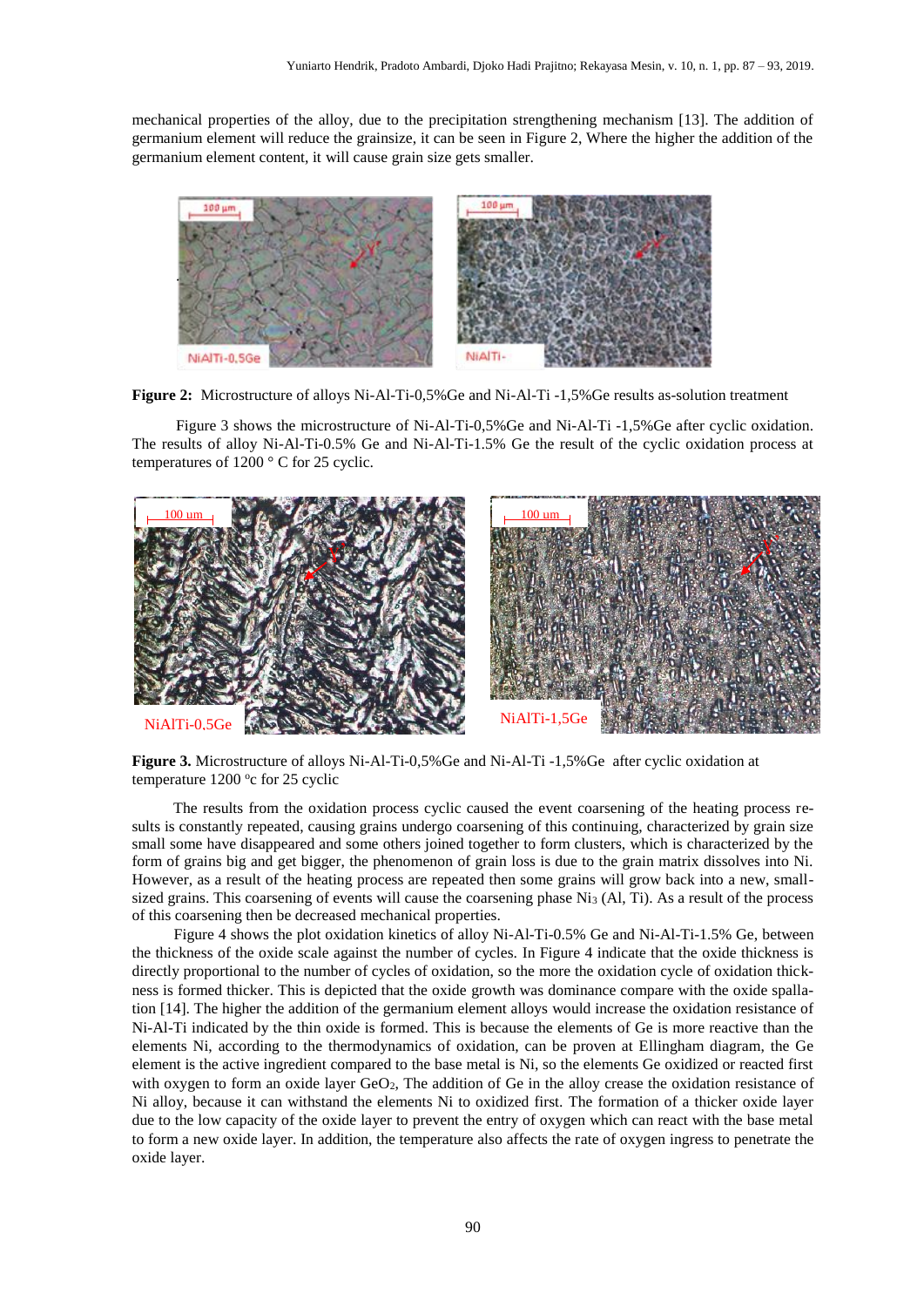mechanical properties of the alloy, due to the precipitation strengthening mechanism [13]. The addition of germanium element will reduce the grainsize, it can be seen in Figure 2, Where the higher the addition of the germanium element content, it will cause grain size gets smaller.

**Figure 2:** Microstructure of alloys Ni-Al-Ti-0,5%Ge and Ni-Al-Ti -1,5%Ge results as-solution treatment

Figure 3 shows the microstructure of Ni-Al-Ti-0,5%Ge and Ni-Al-Ti -1,5%Ge after cyclic oxidation. The results of alloy Ni-Al-Ti-0.5% Ge and Ni-Al-Ti-1.5% Ge the result of the cyclic oxidation process at temperatures of 1200 ° C for 25 cyclic.

**Figure 3.** Microstructure of alloys Ni-Al-Ti-0,5%Ge and Ni-Al-Ti -1,5%Ge after cyclic oxidation at temperature 1200 °c for 25 cyclic

The results from the oxidation process cyclic caused the event coarsening of the heating process results is constantly repeated, causing grains undergo coarsening of this continuing, characterized by grain size small some have disappeared and some others joined together to form clusters, which is characterized by the form of grains big and get bigger, the phenomenon of grain loss is due to the grain matrix dissolves into Ni. However, as a result of the heating process are repeated then some grains will grow back into a new, small-sized grains. This coarsening of events will cause the coarsening phase $Ni_3$ (Al, Ti). As a result of the process of this coarsening then be decreased mechanical properties.

Figure 4 shows the plot oxidation kinetics of alloy Ni-Al-Ti-0.5% Ge and Ni-Al-Ti-1.5% Ge, between the thickness of the oxide scale against the number of cycles. In Figure 4 indicate that the oxide thickness is directly proportional to the number of cycles of oxidation, so the more the oxidation cycle of oxidation thickness is formed thicker. This is depicted that the oxide growth was dominance compare with the oxide spallation [14]. The higher the addition of the germanium element alloys would increase the oxidation resistance of Ni-Al-Ti indicated by the thin oxide is formed. This is because the elements of Ge is more reactive than the elements Ni, according to the thermodynamics of oxidation, can be proven at Ellingham diagram, the Ge element is the active ingredient compared to the base metal is Ni, so the elements Ge oxidized or reacted first with oxygen to form an oxide layer $GeO_2$, The addition of Ge in the alloy crease the oxidation resistance of Ni alloy, because it can withstand the elements Ni to oxidized first. The formation of a thicker oxide layer due to the low capacity of the oxide layer to prevent the entry of oxygen which can react with the base metal to form a new oxide layer. In addition, the temperature also affects the rate of oxygen ingress to penetrate the oxide layer.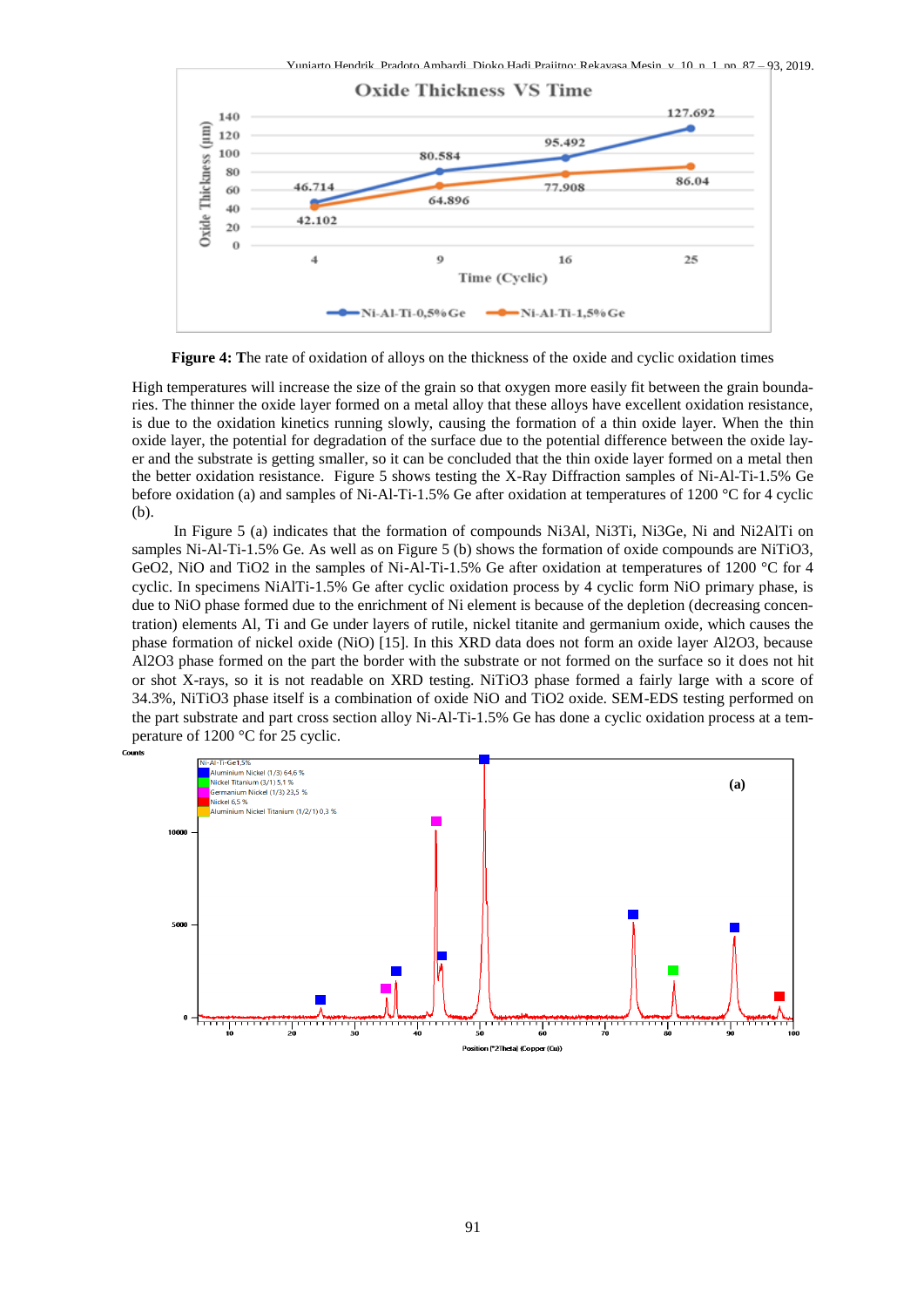**Figure 4:** The rate of oxidation of alloys on the thickness of the oxide and cyclic oxidation times

High temperatures will increase the size of the grain so that oxygen more easily fit between the grain boundaries. The thinner the oxide layer formed on a metal alloy that these alloys have excellent oxidation resistance, is due to the oxidation kinetics running slowly, causing the formation of a thin oxide layer. When the thin oxide layer, the potential for degradation of the surface due to the potential difference between the oxide layer and the substrate is getting smaller, so it can be concluded that the thin oxide layer formed on a metal then the better oxidation resistance. Figure 5 shows testing the X-Ray Diffraction samples of Ni-Al-Ti-1.5% Ge before oxidation (a) and samples of Ni-Al-Ti-1.5% Ge after oxidation at temperatures of 1200 °C for 4 cyclic (b).

In Figure 5 (a) indicates that the formation of compounds $Ni_3Al$, $Ni_3Ti$, $Ni_3Ge$, Ni and $Ni_2AlTi$ on samples Ni-Al-Ti-1.5% Ge. As well as on Figure 5 (b) shows the formation of oxide compounds are $NiTiO_3$, $GeO_2$, NiO and $TiO_2$ in the samples of Ni-Al-Ti-1.5% Ge after oxidation at temperatures of 1200 °C for 4 cyclic. In specimens NiAlTi-1.5% Ge after cyclic oxidation process by 4 cyclic form NiO primary phase, is due to NiO phase formed due to the enrichment of Ni element is because of the depletion (decreasing concentration) elements Al, Ti and Ge under layers of rutile, nickel titanite and germanium oxide, which causes the phase formation of nickel oxide (NiO) [15]. In this XRD data does not form an oxide layer $Al_2O_3$, because $Al_2O_3$ phase formed on the part the border with the substrate or not formed on the surface so it does not hit or shot X-rays, so it is not readable on XRD testing. $NiTiO_3$ phase formed a fairly large with a score of 34.3%, $NiTiO_3$ phase itself is a combination of oxide NiO and $TiO_2$ oxide. SEM-EDS testing performed on the part substrate and part cross section alloy Ni-Al-Ti-1.5% Ge has done a cyclic oxidation process at a temperature of 1200 °C for 25 cyclic.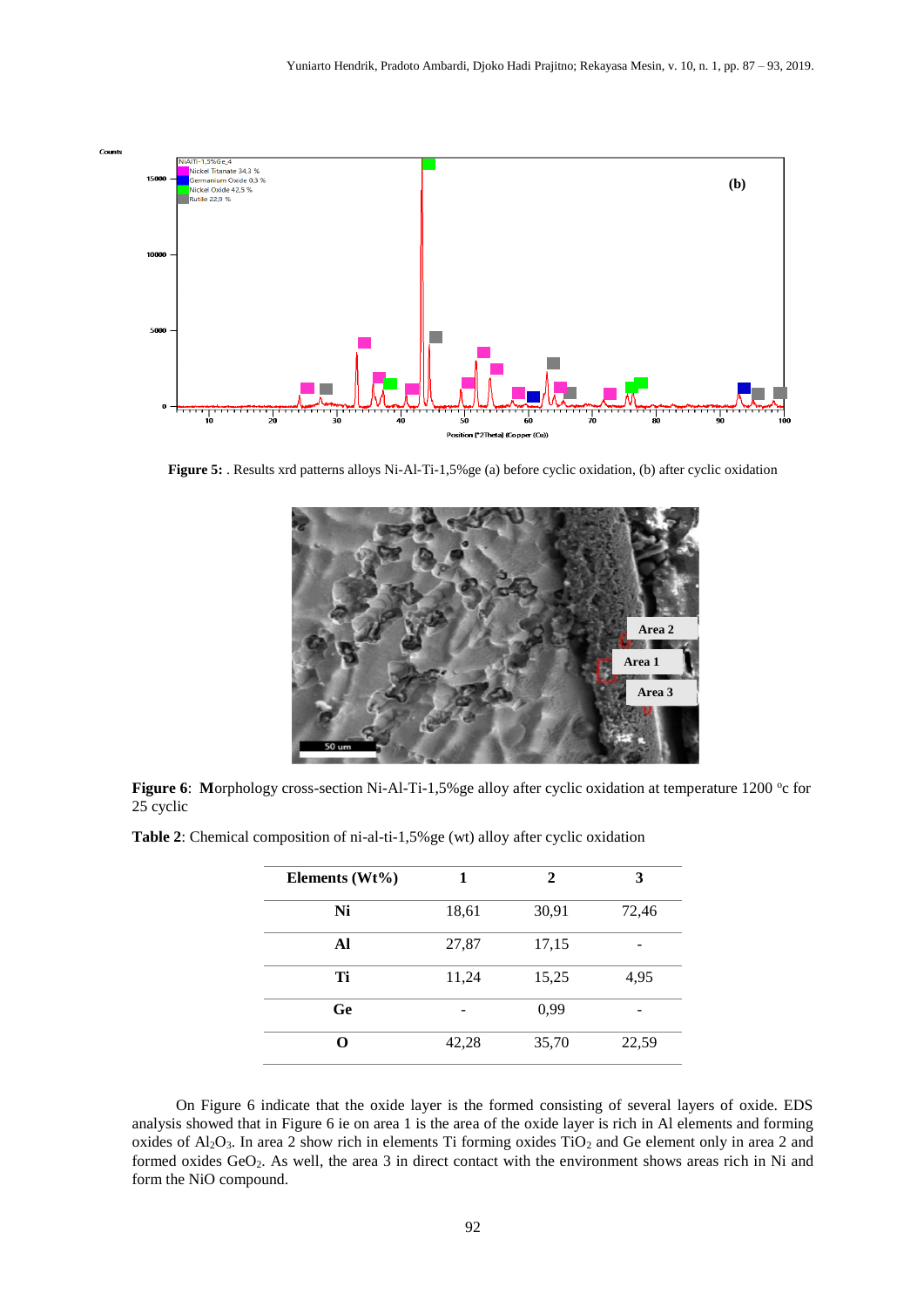**Figure 5:** . Results xrd patterns alloys Ni-Al-Ti-1,5%ge (a) before cyclic oxidation, (b) after cyclic oxidation

**Figure 6**: **M**orphology cross-section Ni-Al-Ti-1,5%ge alloy after cyclic oxidation at temperature 1200 °c for 25 cyclic

**Table 2**: Chemical composition of ni-al-ti-1,5%ge (wt) alloy after cyclic oxidation

| Elements (Wt%) | 1 | 2 | 3 |
|---|---|---|---|
| **Ni** | 18,61 | 30,91 | 72,46 |
| **Al** | 27,87 | 17,15 | - |
| **Ti** | 11,24 | 15,25 | 4,95 |
| **Ge** | - | 0,99 | - |
| **O** | 42,28 | 35,70 | 22,59 |

On Figure 6 indicate that the oxide layer is the formed consisting of several layers of oxide. EDS analysis showed that in Figure 6 ie on area 1 is the area of the oxide layer is rich in Al elements and forming oxides of $Al_2O_3$. In area 2 show rich in elements Ti forming oxides $TiO_2$ and Ge element only in area 2 and formed oxides $GeO_2$. As well, the area 3 in direct contact with the environment shows areas rich in Ni and form the NiO compound.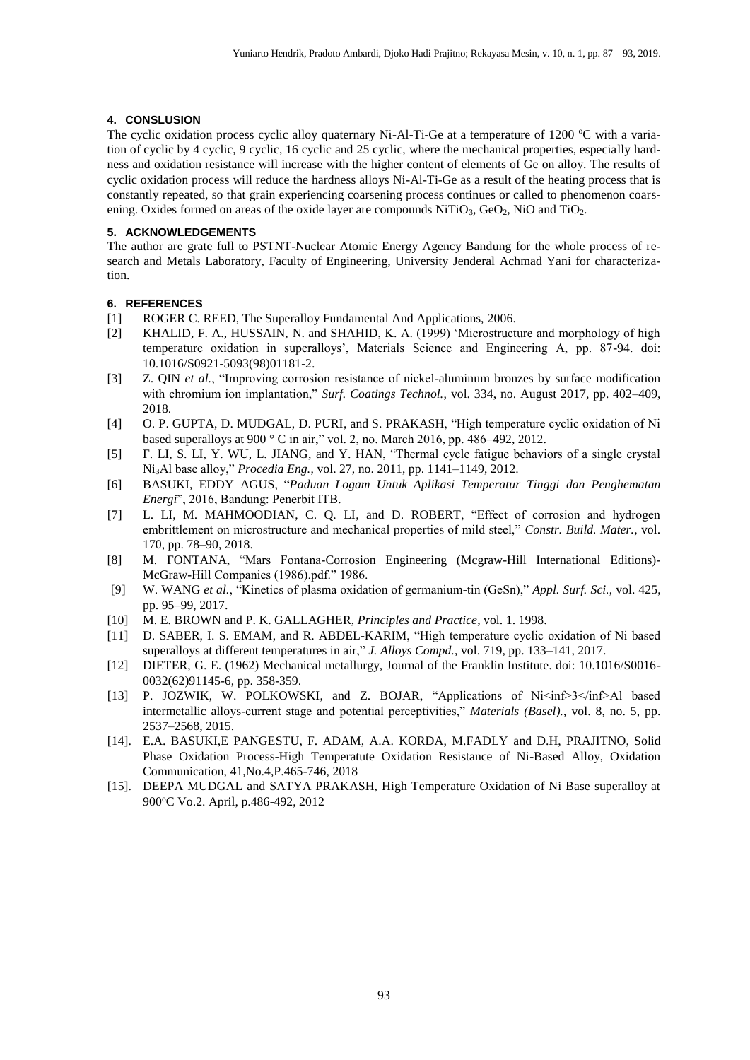## 4. CONSLUSION

The cyclic oxidation process cyclic alloy quaternary Ni-Al-Ti-Ge at a temperature of 1200 °C with a variation of cyclic by 4 cyclic, 9 cyclic, 16 cyclic and 25 cyclic, where the mechanical properties, especially hardness and oxidation resistance will increase with the higher content of elements of Ge on alloy. The results of cyclic oxidation process will reduce the hardness alloys Ni-Al-Ti-Ge as a result of the heating process that is constantly repeated, so that grain experiencing coarsening process continues or called to phenomenon coarsening. Oxides formed on areas of the oxide layer are compounds $NiTiO_3$, $GeO_2$, NiO and $TiO_2$.

## 5. ACKNOWLEDGEMENTS

The author are grate full to PSTNT-Nuclear Atomic Energy Agency Bandung for the whole process of research and Metals Laboratory, Faculty of Engineering, University Jenderal Achmad Yani for characterization.

## 6. REFERENCES

[1] ROGER C. REED, The Superalloy Fundamental And Applications, 2006.

[2] KHALID, F. A., HUSSAIN, N. and SHAHID, K. A. (1999) 'Microstructure and morphology of high temperature oxidation in superalloys', Materials Science and Engineering A, pp. 87-94. doi: 10.1016/S0921-5093(98)01181-2.

[3] Z. QIN *et al.*, "Improving corrosion resistance of nickel-aluminum bronzes by surface modification with chromium ion implantation," *Surf. Coatings Technol.*, vol. 334, no. August 2017, pp. 402–409, 2018.

[4] O. P. GUPTA, D. MUDGAL, D. PURI, and S. PRAKASH, "High temperature cyclic oxidation of Ni based superalloys at 900 ° C in air," vol. 2, no. March 2016, pp. 486–492, 2012.

[5] F. LI, S. LI, Y. WU, L. JIANG, and Y. HAN, "Thermal cycle fatigue behaviors of a single crystal $Ni_3Al$ base alloy," *Procedia Eng.*, vol. 27, no. 2011, pp. 1141–1149, 2012.

[6] BASUKI, EDDY AGUS, "*Paduan Logam Untuk Aplikasi Temperatur Tinggi dan Penghematan Energi*", 2016, Bandung: Penerbit ITB.

[7] L. LI, M. MAHMOODIAN, C. Q. LI, and D. ROBERT, "Effect of corrosion and hydrogen embrittlement on microstructure and mechanical properties of mild steel," *Constr. Build. Mater.*, vol. 170, pp. 78–90, 2018.

[8] M. FONTANA, "Mars Fontana-Corrosion Engineering (Mcgraw-Hill International Editions)-McGraw-Hill Companies (1986).pdf." 1986.

[9] W. WANG *et al.*, "Kinetics of plasma oxidation of germanium-tin (GeSn)," *Appl. Surf. Sci.*, vol. 425, pp. 95–99, 2017.

[10] M. E. BROWN and P. K. GALLAGHER, *Principles and Practice*, vol. 1. 1998.

[11] D. SABER, I. S. EMAM, and R. ABDEL-KARIM, "High temperature cyclic oxidation of Ni based superalloys at different temperatures in air," *J. Alloys Compd.*, vol. 719, pp. 133–141, 2017.

[12] DIETER, G. E. (1962) Mechanical metallurgy, Journal of the Franklin Institute. doi: 10.1016/S0016-0032(62)91145-6, pp. 358-359.

[13] P. JOZWIK, W. POLKOWSKI, and Z. BOJAR, "Applications of Ni<inf>3</inf>Al based intermetallic alloys-current stage and potential perceptivities," *Materials (Basel).*, vol. 8, no. 5, pp. 2537–2568, 2015.

[14]. E.A. BASUKI,E PANGESTU, F. ADAM, A.A. KORDA, M.FADLY and D.H, PRAJITNO, Solid Phase Oxidation Process-High Temperatute Oxidation Resistance of Ni-Based Alloy, Oxidation Communication, 41,No.4,P.465-746, 2018

[15]. DEEPA MUDGAL and SATYA PRAKASH, High Temperature Oxidation of Ni Base superalloy at 900°C Vo.2. April, p.486-492, 2012